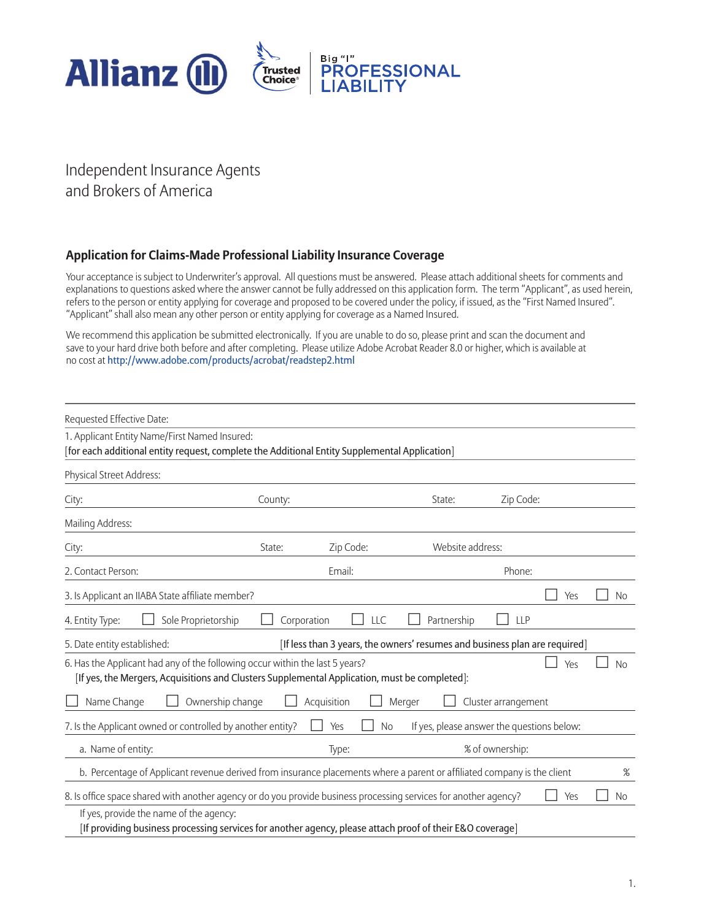Allianz Trusted Choice Big "I" PROFESSIONAL LIABILITY

Independent Insurance Agents
and Brokers of America

## Application for Claims-Made Professional Liability Insurance Coverage

Your acceptance is subject to Underwriter's approval. All questions must be answered. Please attach additional sheets for comments and explanations to questions asked where the answer cannot be fully addressed on this application form. The term "Applicant", as used herein, refers to the person or entity applying for coverage and proposed to be covered under the policy, if issued, as the "First Named Insured". "Applicant" shall also mean any other person or entity applying for coverage as a Named Insured.

We recommend this application be submitted electronically. If you are unable to do so, please print and scan the document and save to your hard drive both before and after completing. Please utilize Adobe Acrobat Reader 8.0 or higher, which is available at no cost at http://www.adobe.com/products/acrobat/readstep2.html

Requested Effective Date:

1. Applicant Entity Name/First Named Insured:
[for each additional entity request, complete the Additional Entity Supplemental Application]

Physical Street Address:

City: County: State: Zip Code:

Mailing Address:

City: State: Zip Code: Website address:

2. Contact Person: Email: Phone:

3. Is Applicant an IIABA State affiliate member? ☐ Yes ☐ No

4. Entity Type: ☐ Sole Proprietorship ☐ Corporation ☐ LLC ☐ Partnership ☐ LLP

5. Date entity established: [If less than 3 years, the owners' resumes and business plan are required]

6. Has the Applicant had any of the following occur within the last 5 years? ☐ Yes ☐ No
[If yes, the Mergers, Acquisitions and Clusters Supplemental Application, must be completed]:

☐ Name Change ☐ Ownership change ☐ Acquisition ☐ Merger ☐ Cluster arrangement

7. Is the Applicant owned or controlled by another entity? ☐ Yes ☐ No If yes, please answer the questions below:

a. Name of entity: Type: % of ownership:

b. Percentage of Applicant revenue derived from insurance placements where a parent or affiliated company is the client %

8. Is office space shared with another agency or do you provide business processing services for another agency? ☐ Yes ☐ No

If yes, provide the name of the agency:
[If providing business processing services for another agency, please attach proof of their E&O coverage]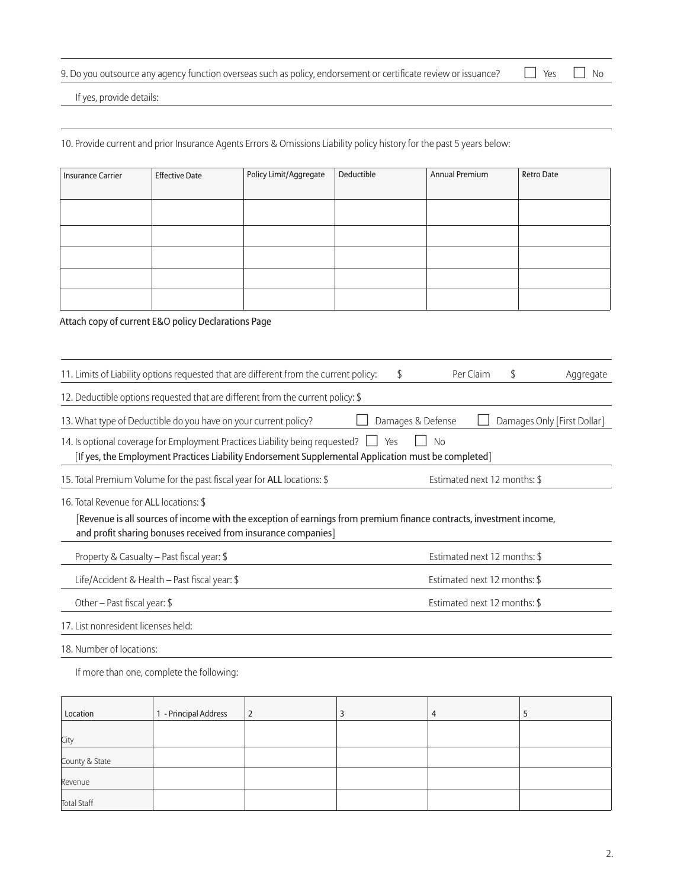9. Do you outsource any agency function overseas such as policy, endorsement or certificate review or issuance? ☐ Yes ☐ No

If yes, provide details:

10. Provide current and prior Insurance Agents Errors & Omissions Liability policy history for the past 5 years below:

| Insurance Carrier | Effective Date | Policy Limit/Aggregate | Deductible | Annual Premium | Retro Date |
|---|---|---|---|---|---|
| | | | | | |
| | | | | | |
| | | | | | |
| | | | | | |
| | | | | | |

Attach copy of current E&O policy Declarations Page

11. Limits of Liability options requested that are different from the current policy: $ Per Claim $ Aggregate

12. Deductible options requested that are different from the current policy: $

13. What type of Deductible do you have on your current policy? ☐ Damages & Defense ☐ Damages Only [First Dollar]

14. Is optional coverage for Employment Practices Liability being requested? ☐ Yes ☐ No
**[If yes, the Employment Practices Liability Endorsement Supplemental Application must be completed]**

15. Total Premium Volume for the past fiscal year for **ALL** locations: $ Estimated next 12 months: $

16. Total Revenue for **ALL** locations: $
**[Revenue is all sources of income with the exception of earnings from premium finance contracts, investment income, and profit sharing bonuses received from insurance companies]**

Property & Casualty – Past fiscal year: $ Estimated next 12 months: $

Life/Accident & Health – Past fiscal year: $ Estimated next 12 months: $

Other – Past fiscal year: $ Estimated next 12 months: $

17. List nonresident licenses held:

18. Number of locations:

If more than one, complete the following:

| Location | 1 - Principal Address | 2 | 3 | 4 | 5 |
|---|---|---|---|---|---|
| City | | | | | |
| County & State | | | | | |
| Revenue | | | | | |
| Total Staff | | | | | |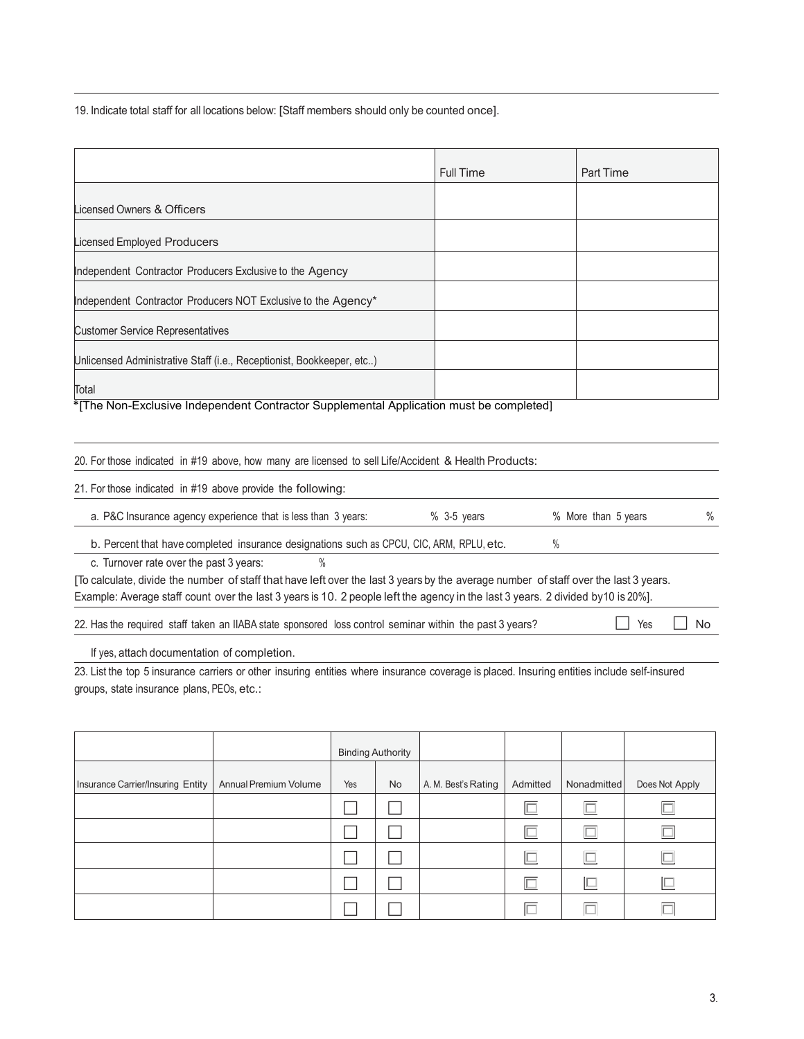19. Indicate total staff for all locations below: [Staff members should only be counted once].

| | Full Time | Part Time |
|---|---|---|
| Licensed Owners & Officers | | |
| Licensed Employed Producers | | |
| Independent Contractor Producers Exclusive to the Agency | | |
| Independent Contractor Producers NOT Exclusive to the Agency* | | |
| Customer Service Representatives | | |
| Unlicensed Administrative Staff (i.e., Receptionist, Bookkeeper, etc..) | | |
| Total | | |

*[The Non-Exclusive Independent Contractor Supplemental Application must be completed]

20. For those indicated in #19 above, how many are licensed to sell Life/Accident & Health Products:

21. For those indicated in #19 above provide the following:

a. P&C Insurance agency experience that is less than 3 years: % 3-5 years % More than 5 years %

b. Percent that have completed insurance designations such as CPCU, CIC, ARM, RPLU, etc. %

c. Turnover rate over the past 3 years: %

[To calculate, divide the number of staff that have left over the last 3 years by the average number of staff over the last 3 years. Example: Average staff count over the last 3 years is 10. 2 people left the agency in the last 3 years. 2 divided by10 is 20%].

22. Has the required staff taken an IIABA state sponsored loss control seminar within the past 3 years? ☐ Yes ☐ No

If yes, attach documentation of completion.

23. List the top 5 insurance carriers or other insuring entities where insurance coverage is placed. Insuring entities include self-insured groups, state insurance plans, PEOs, etc.:

| | | Binding Authority | | | | | |
|---|---|---|---|---|---|---|---|
| Insurance Carrier/Insuring Entity | Annual Premium Volume | Yes | No | A. M. Best's Rating | Admitted | Nonadmitted | Does Not Apply |
| | | ☐ | ☐ | | ☐ | ☐ | ☐ |
| | | ☐ | ☐ | | ☐ | ☐ | ☐ |
| | | ☐ | ☐ | | ☐ | ☐ | ☐ |
| | | ☐ | ☐ | | ☐ | ☐ | ☐ |
| | | ☐ | ☐ | | ☐ | ☐ | ☐ |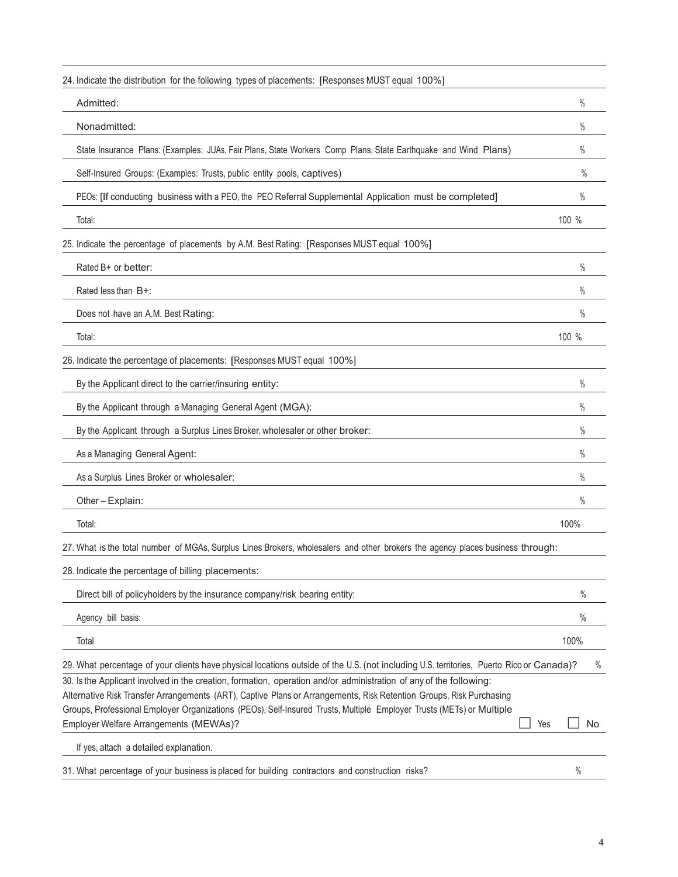24. Indicate the distribution for the following types of placements: [Responses MUST equal 100%]

| | |
|---|---|
| Admitted: | % |
| Nonadmitted: | % |
| State Insurance Plans: (Examples: JUAs, Fair Plans, State Workers Comp Plans, State Earthquake and Wind Plans) | % |
| Self-Insured Groups: (Examples: Trusts, public entity pools, captives) | % |
| PEOs: [If conducting business with a PEO, the PEO Referral Supplemental Application must be completed] | % |
| Total: | 100 % |

25. Indicate the percentage of placements by A.M. Best Rating: [Responses MUST equal 100%]

| | |
|---|---|
| Rated B+ or better: | % |
| Rated less than B+: | % |
| Does not have an A.M. Best Rating: | % |
| Total: | 100 % |

26. Indicate the percentage of placements: [Responses MUST equal 100%]

| | |
|---|---|
| By the Applicant direct to the carrier/insuring entity: | % |
| By the Applicant through a Managing General Agent (MGA): | % |
| By the Applicant through a Surplus Lines Broker, wholesaler or other broker: | % |
| As a Managing General Agent: | % |
| As a Surplus Lines Broker or wholesaler: | % |
| Other – Explain: | % |
| Total: | 100% |

27. What is the total number of MGAs, Surplus Lines Brokers, wholesalers and other brokers the agency places business through:

28. Indicate the percentage of billing placements:

| | |
|---|---|
| Direct bill of policyholders by the insurance company/risk bearing entity: | % |
| Agency bill basis: | % |
| Total | 100% |

29. What percentage of your clients have physical locations outside of the U.S. (not including U.S. territories, Puerto Rico or Canada)? %

30. Is the Applicant involved in the creation, formation, operation and/or administration of any of the following: Alternative Risk Transfer Arrangements (ART), Captive Plans or Arrangements, Risk Retention Groups, Risk Purchasing Groups, Professional Employer Organizations (PEOs), Self-Insured Trusts, Multiple Employer Trusts (METs) or Multiple Employer Welfare Arrangements (MEWAs)? ☐ Yes ☐ No

If yes, attach a detailed explanation.

31. What percentage of your business is placed for building contractors and construction risks? %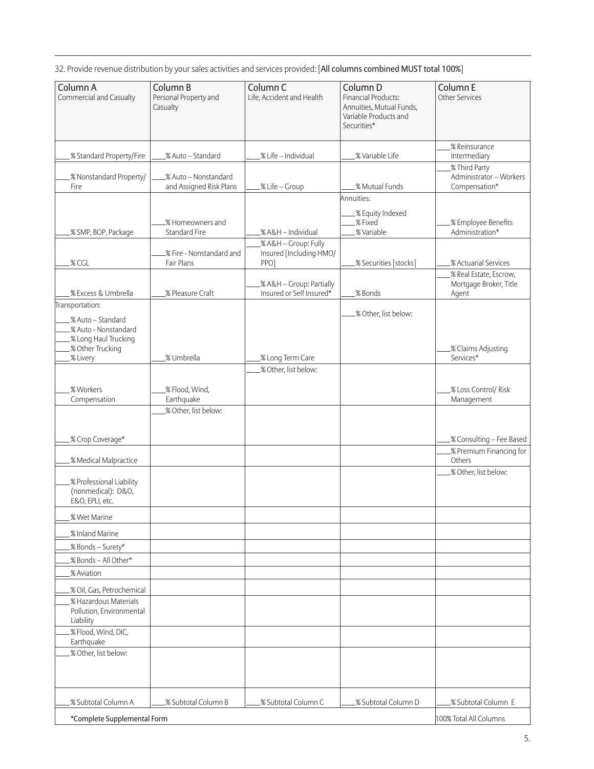32. Provide revenue distribution by your sales activities and services provided: [**All columns combined MUST total 100%**]

| Column A<br>Commercial and Casualty | Column B<br>Personal Property and Casualty | Column C<br>Life, Accident and Health | Column D<br>Financial Products: Annuities, Mutual Funds, Variable Products and Securities* | Column E<br>Other Services |
|---|---|---|---|---|
| ____% Standard Property/Fire | ____% Auto – Standard | ____% Life – Individual | ____% Variable Life | ____% Reinsurance Intermediary |
| ____% Nonstandard Property/ Fire | ____% Auto – Nonstandard and Assigned Risk Plans | ____% Life – Group | ____% Mutual Funds | ____% Third Party Administrator – Workers Compensation* |
| ____% SMP, BOP, Package | ____% Homeowners and Standard Fire | ____% A&H – Individual | Annuities:<br>____% Equity Indexed<br>____% Fixed<br>____% Variable | ____% Employee Benefits Administration* |
| ____% CGL | ____% Fire - Nonstandard and Fair Plans | ____% A&H – Group: Fully Insured [Including HMO/ PPO] | ____% Securities [stocks] | ____% Actuarial Services |
| ____% Excess & Umbrella | ____% Pleasure Craft | ____% A&H – Group: Partially Insured or Self Insured* | ____% Bonds | ____% Real Estate, Escrow, Mortgage Broker, Title Agent |
| Transportation:<br>____% Auto – Standard<br>____% Auto - Nonstandard<br>____% Long Haul Trucking<br>____% Other Trucking<br>____% Livery | ____% Umbrella | ____% Long Term Care | ____% Other, list below: | ____% Claims Adjusting Services* |
| ____% Workers Compensation | ____% Flood, Wind, Earthquake | ____% Other, list below: | | ____% Loss Control/ Risk Management |
| ____% Crop Coverage* | ____% Other, list below: | | | ____% Consulting – Fee Based |
| ____% Medical Malpractice | | | | ____% Premium Financing for Others |
| ____% Professional Liability (nonmedical): D&O, E&O, EPLI, etc. | | | | ____% Other, list below: |
| ____% Wet Marine | | | | |
| ____% Inland Marine | | | | |
| ____% Bonds – Surety* | | | | |
| ____% Bonds – All Other* | | | | |
| ____% Aviation | | | | |
| ____% Oil, Gas, Petrochemical | | | | |
| ____% Hazardous Materials Pollution, Environmental Liability | | | | |
| ____% Flood, Wind, DIC, Earthquake | | | | |
| ____% Other, list below: | | | | |
| ____% Subtotal Column A | ____% Subtotal Column B | ____% Subtotal Column C | ____% Subtotal Column D | ____% Subtotal Column E |
| *Complete Supplemental Form | | | | 100% Total All Columns |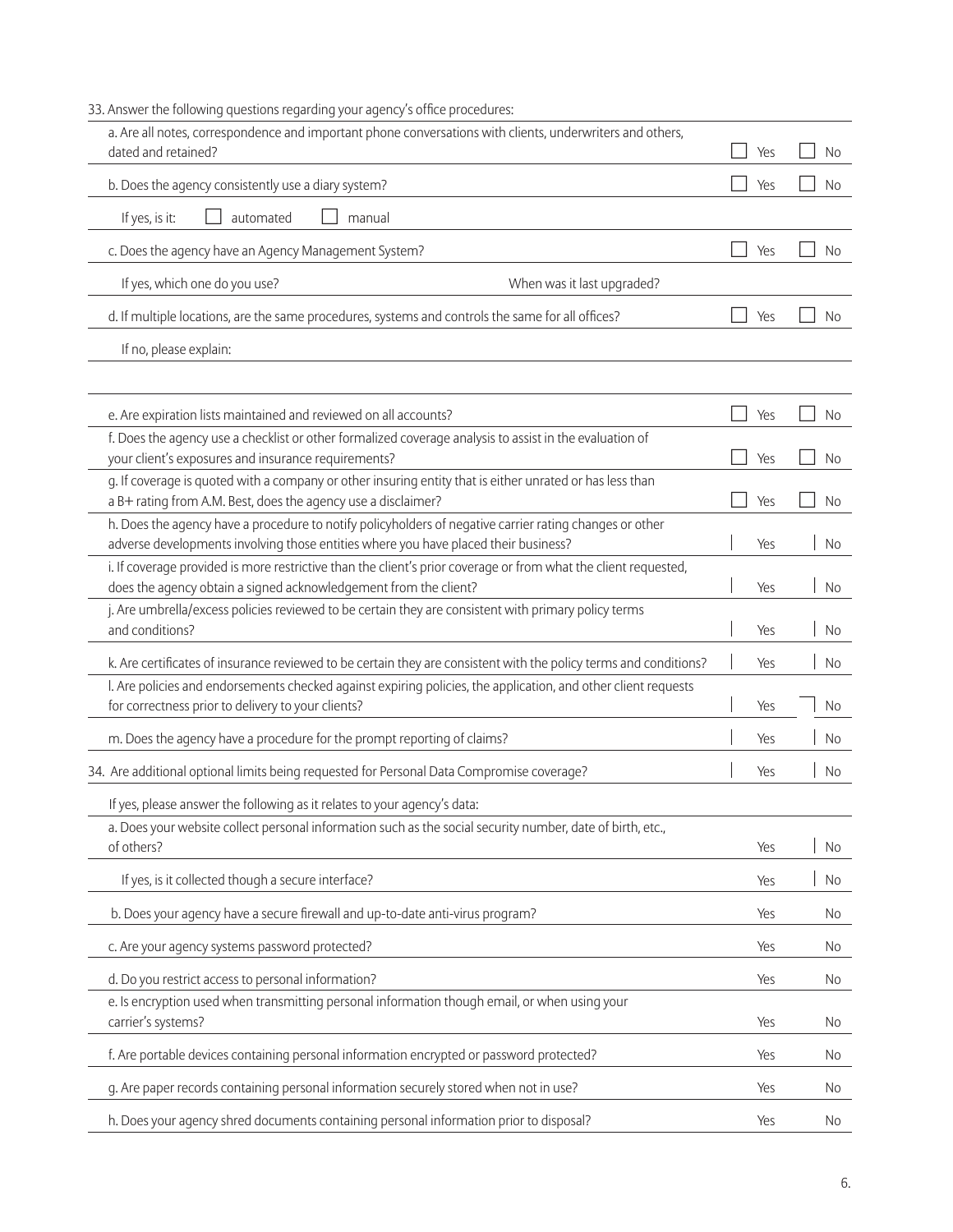33. Answer the following questions regarding your agency's office procedures:

| | | |
|---|---|---|
| a. Are all notes, correspondence and important phone conversations with clients, underwriters and others, dated and retained? | ☐ Yes | ☐ No |
| b. Does the agency consistently use a diary system? | ☐ Yes | ☐ No |
| If yes, is it: ☐ automated ☐ manual | | |
| c. Does the agency have an Agency Management System? | ☐ Yes | ☐ No |
| If yes, which one do you use? When was it last upgraded? | | |
| d. If multiple locations, are the same procedures, systems and controls the same for all offices? | ☐ Yes | ☐ No |
| If no, please explain: | | |
| | | |
| e. Are expiration lists maintained and reviewed on all accounts? | ☐ Yes | ☐ No |
| f. Does the agency use a checklist or other formalized coverage analysis to assist in the evaluation of your client's exposures and insurance requirements? | ☐ Yes | ☐ No |
| g. If coverage is quoted with a company or other insuring entity that is either unrated or has less than a B+ rating from A.M. Best, does the agency use a disclaimer? | ☐ Yes | ☐ No |
| h. Does the agency have a procedure to notify policyholders of negative carrier rating changes or other adverse developments involving those entities where you have placed their business? | ☐ Yes | ☐ No |
| i. If coverage provided is more restrictive than the client's prior coverage or from what the client requested, does the agency obtain a signed acknowledgement from the client? | ☐ Yes | ☐ No |
| j. Are umbrella/excess policies reviewed to be certain they are consistent with primary policy terms and conditions? | ☐ Yes | ☐ No |
| k. Are certificates of insurance reviewed to be certain they are consistent with the policy terms and conditions? | ☐ Yes | ☐ No |
| l. Are policies and endorsements checked against expiring policies, the application, and other client requests for correctness prior to delivery to your clients? | ☐ Yes | ☐ No |
| m. Does the agency have a procedure for the prompt reporting of claims? | ☐ Yes | ☐ No |

| | | |
|---|---|---|
| 34. Are additional optional limits being requested for Personal Data Compromise coverage? | ☐ Yes | ☐ No |
| If yes, please answer the following as it relates to your agency's data: | | |
| a. Does your website collect personal information such as the social security number, date of birth, etc., of others? | Yes | ☐ No |
| If yes, is it collected though a secure interface? | Yes | ☐ No |
| b. Does your agency have a secure firewall and up-to-date anti-virus program? | Yes | No |
| c. Are your agency systems password protected? | Yes | No |
| d. Do you restrict access to personal information? | Yes | No |
| e. Is encryption used when transmitting personal information though email, or when using your carrier's systems? | Yes | No |
| f. Are portable devices containing personal information encrypted or password protected? | Yes | No |
| g. Are paper records containing personal information securely stored when not in use? | Yes | No |
| h. Does your agency shred documents containing personal information prior to disposal? | Yes | No |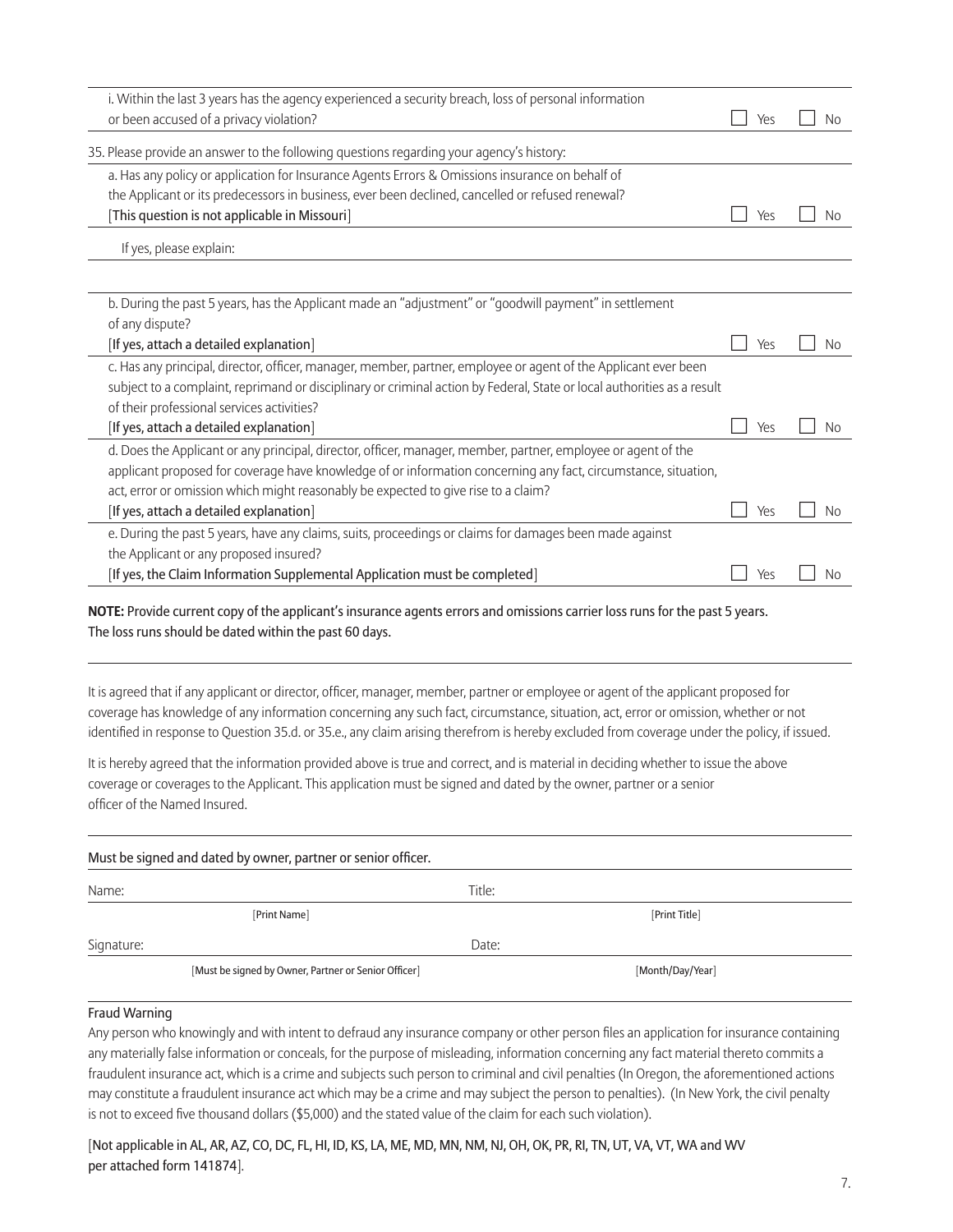i. Within the last 3 years has the agency experienced a security breach, loss of personal information or been accused of a privacy violation? ☐ Yes ☐ No

35. Please provide an answer to the following questions regarding your agency's history:

a. Has any policy or application for Insurance Agents Errors & Omissions insurance on behalf of the Applicant or its predecessors in business, ever been declined, cancelled or refused renewal?
[This question is not applicable in Missouri] ☐ Yes ☐ No

If yes, please explain:

b. During the past 5 years, has the Applicant made an "adjustment" or "goodwill payment" in settlement of any dispute?
[If yes, attach a detailed explanation] ☐ Yes ☐ No

c. Has any principal, director, officer, manager, member, partner, employee or agent of the Applicant ever been subject to a complaint, reprimand or disciplinary or criminal action by Federal, State or local authorities as a result of their professional services activities?
[If yes, attach a detailed explanation] ☐ Yes ☐ No

d. Does the Applicant or any principal, director, officer, manager, member, partner, employee or agent of the applicant proposed for coverage have knowledge of or information concerning any fact, circumstance, situation, act, error or omission which might reasonably be expected to give rise to a claim?
[If yes, attach a detailed explanation] ☐ Yes ☐ No

e. During the past 5 years, have any claims, suits, proceedings or claims for damages been made against the Applicant or any proposed insured?
[If yes, the Claim Information Supplemental Application must be completed] ☐ Yes ☐ No

**NOTE:** Provide current copy of the applicant's insurance agents errors and omissions carrier loss runs for the past 5 years. The loss runs should be dated within the past 60 days.

It is agreed that if any applicant or director, officer, manager, member, partner or employee or agent of the applicant proposed for coverage has knowledge of any information concerning any such fact, circumstance, situation, act, error or omission, whether or not identified in response to Question 35.d. or 35.e., any claim arising therefrom is hereby excluded from coverage under the policy, if issued.

It is hereby agreed that the information provided above is true and correct, and is material in deciding whether to issue the above coverage or coverages to the Applicant. This application must be signed and dated by the owner, partner or a senior officer of the Named Insured.

Must be signed and dated by owner, partner or senior officer.

Name: ______________________ Title: ______________________
[Print Name] [Print Title]

Signature: ______________________ Date: ______________________
[Must be signed by Owner, Partner or Senior Officer] [Month/Day/Year]

Fraud Warning

Any person who knowingly and with intent to defraud any insurance company or other person files an application for insurance containing any materially false information or conceals, for the purpose of misleading, information concerning any fact material thereto commits a fraudulent insurance act, which is a crime and subjects such person to criminal and civil penalties (In Oregon, the aforementioned actions may constitute a fraudulent insurance act which may be a crime and may subject the person to penalties). (In New York, the civil penalty is not to exceed five thousand dollars ($5,000) and the stated value of the claim for each such violation).

[Not applicable in AL, AR, AZ, CO, DC, FL, HI, ID, KS, LA, ME, MD, MN, NM, NJ, OH, OK, PR, RI, TN, UT, VA, VT, WA and WV per attached form 141874].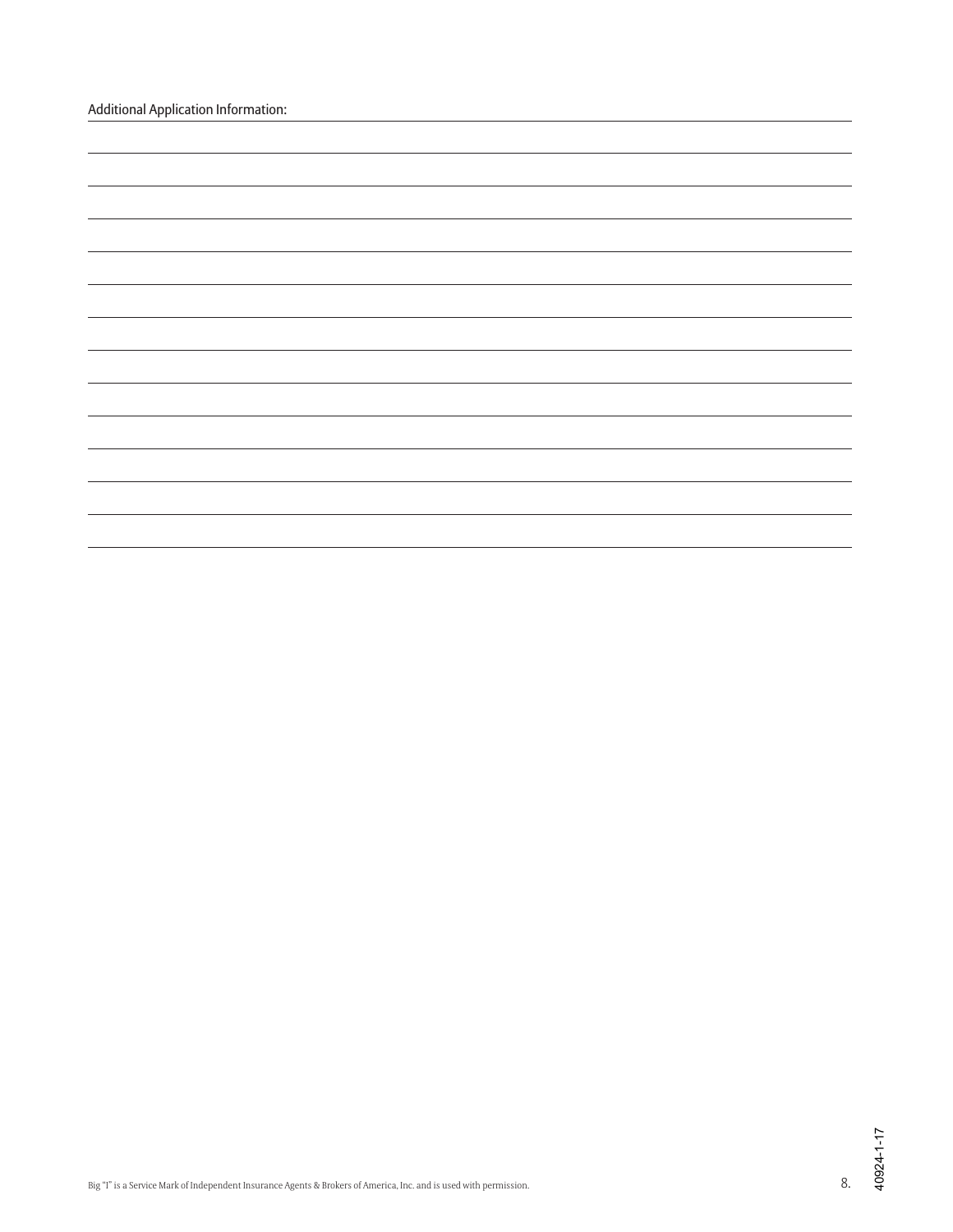Additional Application Information:

Big "I" is a Service Mark of Independent Insurance Agents & Brokers of America, Inc. and is used with permission.

40924-1-17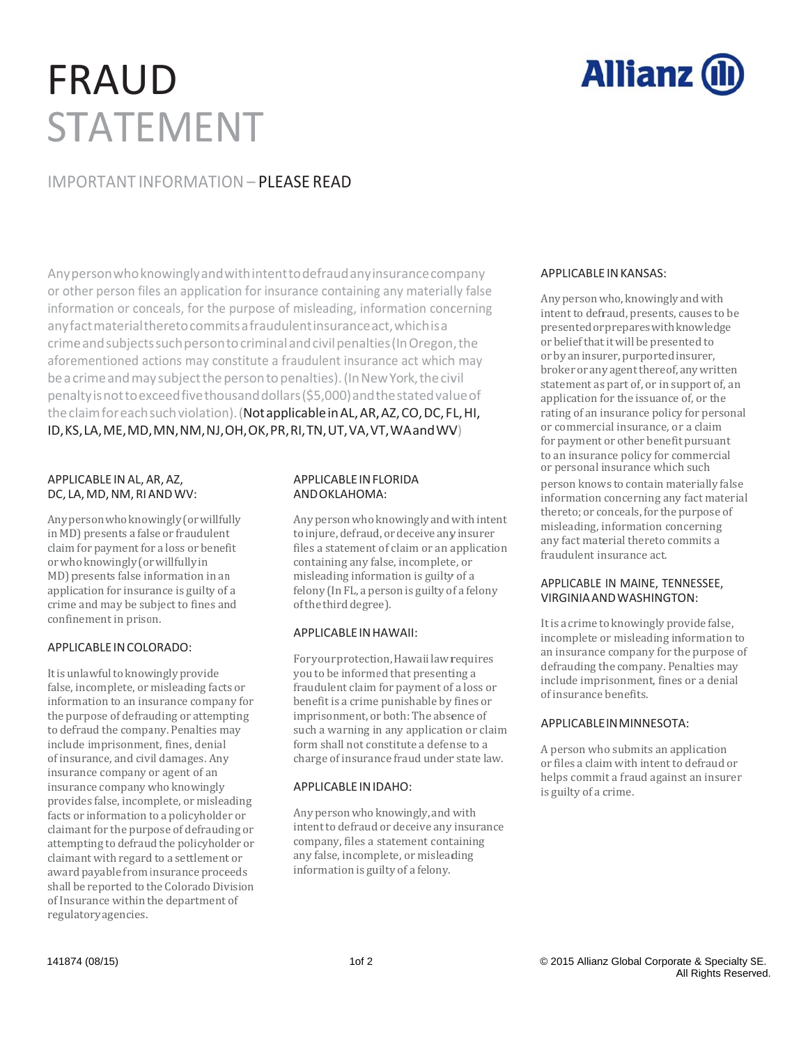# FRAUD STATEMENT

Allianz

## IMPORTANT INFORMATION – PLEASE READ

Any person who knowingly and with intent to defraud any insurance company or other person files an application for insurance containing any materially false information or conceals, for the purpose of misleading, information concerning any fact material thereto commits a fraudulent insurance act, which is a crime and subjects such person to criminal and civil penalties (In Oregon, the aforementioned actions may constitute a fraudulent insurance act which may be a crime and may subject the person to penalties). (In New York, the civil penalty is not to exceed five thousand dollars ($5,000) and the stated value of the claim for each such violation). (Not applicable in AL, AR, AZ, CO, DC, FL, HI, ID, KS, LA, ME, MD, MN, NM, NJ, OH, OK, PR, RI, TN, UT, VA, VT, WA and WV)

### APPLICABLE IN AL, AR, AZ, DC, LA, MD, NM, RI AND WV:

Any person who knowingly (or willfully in MD) presents a false or fraudulent claim for payment for a loss or benefit or who knowingly (or willfully in MD) presents false information in an application for insurance is guilty of a crime and may be subject to fines and confinement in prison.

### APPLICABLE IN COLORADO:

It is unlawful to knowingly provide false, incomplete, or misleading facts or information to an insurance company for the purpose of defrauding or attempting to defraud the company. Penalties may include imprisonment, fines, denial of insurance, and civil damages. Any insurance company or agent of an insurance company who knowingly provides false, incomplete, or misleading facts or information to a policyholder or claimant for the purpose of defrauding or attempting to defraud the policyholder or claimant with regard to a settlement or award payable from insurance proceeds shall be reported to the Colorado Division of Insurance within the department of regulatory agencies.

### APPLICABLE IN FLORIDA AND OKLAHOMA:

Any person who knowingly and with intent to injure, defraud, or deceive any insurer files a statement of claim or an application containing any false, incomplete, or misleading information is guilty of a felony (In FL, a person is guilty of a felony of the third degree).

### APPLICABLE IN HAWAII:

For your protection, Hawaii law requires you to be informed that presenting a fraudulent claim for payment of a loss or benefit is a crime punishable by fines or imprisonment, or both: The absence of such a warning in any application or claim form shall not constitute a defense to a charge of insurance fraud under state law.

### APPLICABLE IN IDAHO:

Any person who knowingly, and with intent to defraud or deceive any insurance company, files a statement containing any false, incomplete, or misleading information is guilty of a felony.

### APPLICABLE IN KANSAS:

Any person who, knowingly and with intent to defraud, presents, causes to be presented or prepares with knowledge or belief that it will be presented to or by an insurer, purported insurer, broker or any agent thereof, any written statement as part of, or in support of, an application for the issuance of, or the rating of an insurance policy for personal or commercial insurance, or a claim for payment or other benefit pursuant to an insurance policy for commercial or personal insurance which such person knows to contain materially false information concerning any fact material thereto; or conceals, for the purpose of misleading, information concerning any fact material thereto commits a fraudulent insurance act.

### APPLICABLE IN MAINE, TENNESSEE, VIRGINIA AND WASHINGTON:

It is a crime to knowingly provide false, incomplete or misleading information to an insurance company for the purpose of defrauding the company. Penalties may include imprisonment, fines or a denial of insurance benefits.

### APPLICABLE IN MINNESOTA:

A person who submits an application or files a claim with intent to defraud or helps commit a fraud against an insurer is guilty of a crime.

141874 (08/15)

© 2015 Allianz Global Corporate & Specialty SE. All Rights Reserved.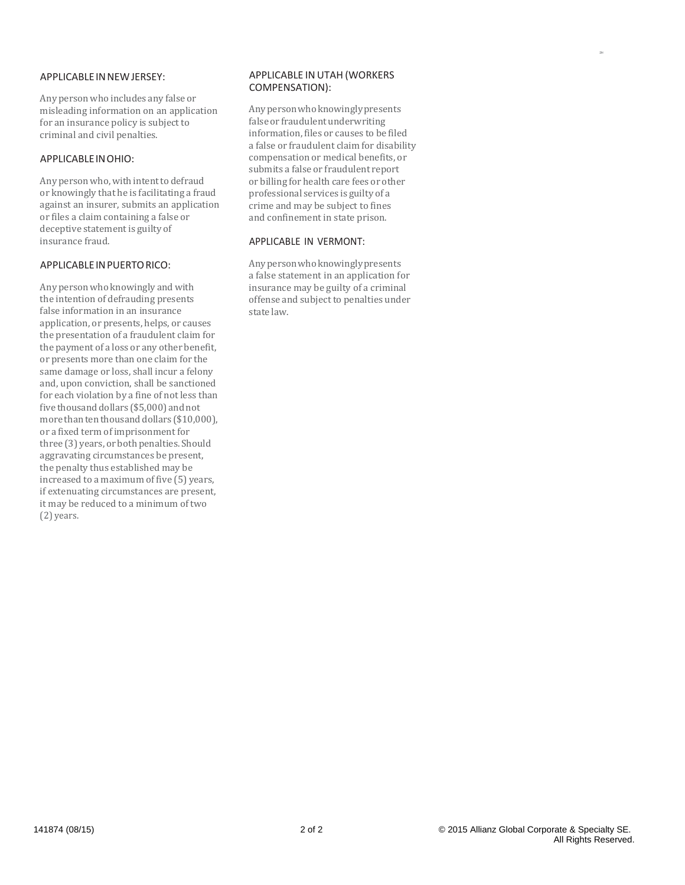APPLICABLE IN NEW JERSEY:

Any person who includes any false or misleading information on an application for an insurance policy is subject to criminal and civil penalties.

APPLICABLE IN OHIO:

Any person who, with intent to defraud or knowingly that he is facilitating a fraud against an insurer, submits an application or files a claim containing a false or deceptive statement is guilty of insurance fraud.

APPLICABLE IN PUERTO RICO:

Any person who knowingly and with the intention of defrauding presents false information in an insurance application, or presents, helps, or causes the presentation of a fraudulent claim for the payment of a loss or any other benefit, or presents more than one claim for the same damage or loss, shall incur a felony and, upon conviction, shall be sanctioned for each violation by a fine of not less than five thousand dollars ($5,000) and not more than ten thousand dollars ($10,000), or a fixed term of imprisonment for three (3) years, or both penalties. Should aggravating circumstances be present, the penalty thus established may be increased to a maximum of five (5) years, if extenuating circumstances are present, it may be reduced to a minimum of two (2) years.

APPLICABLE IN UTAH (WORKERS COMPENSATION):

Any person who knowingly presents false or fraudulent underwriting information, files or causes to be filed a false or fraudulent claim for disability compensation or medical benefits, or submits a false or fraudulent report or billing for health care fees or other professional services is guilty of a crime and may be subject to fines and confinement in state prison.

APPLICABLE IN VERMONT:

Any person who knowingly presents a false statement in an application for insurance may be guilty of a criminal offense and subject to penalties under state law.

141874 (08/15)

© 2015 Allianz Global Corporate & Specialty SE. All Rights Reserved.